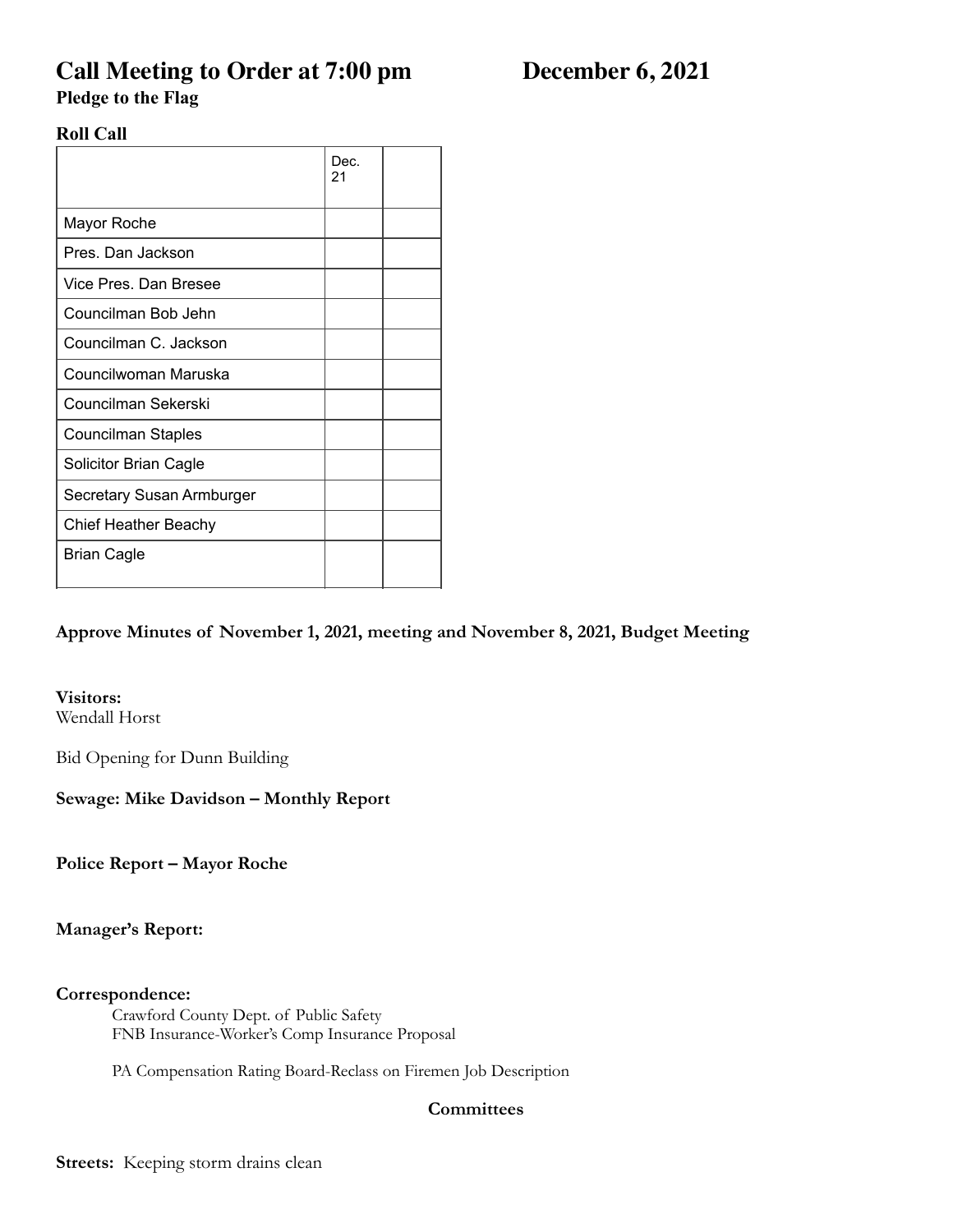# Call Meeting to Order at 7:00 pm December 6, 2021

**Pledge to the Flag**

**Roll Call**

| | Dec. 21 | |
|---|---|---|
| Mayor Roche | | |
| Pres. Dan Jackson | | |
| Vice Pres. Dan Bresee | | |
| Councilman Bob Jehn | | |
| Councilman C. Jackson | | |
| Councilwoman Maruska | | |
| Councilman Sekerski | | |
| Councilman Staples | | |
| Solicitor Brian Cagle | | |
| Secretary Susan Armburger | | |
| Chief Heather Beachy | | |
| Brian Cagle | | |

**Approve Minutes of November 1, 2021, meeting and November 8, 2021, Budget Meeting**

**Visitors:**
Wendall Horst

Bid Opening for Dunn Building

**Sewage: Mike Davidson – Monthly Report**

**Police Report – Mayor Roche**

**Manager's Report:**

**Correspondence:**

Crawford County Dept. of Public Safety
FNB Insurance-Worker's Comp Insurance Proposal

PA Compensation Rating Board-Reclass on Firemen Job Description

**Committees**

**Streets:** Keeping storm drains clean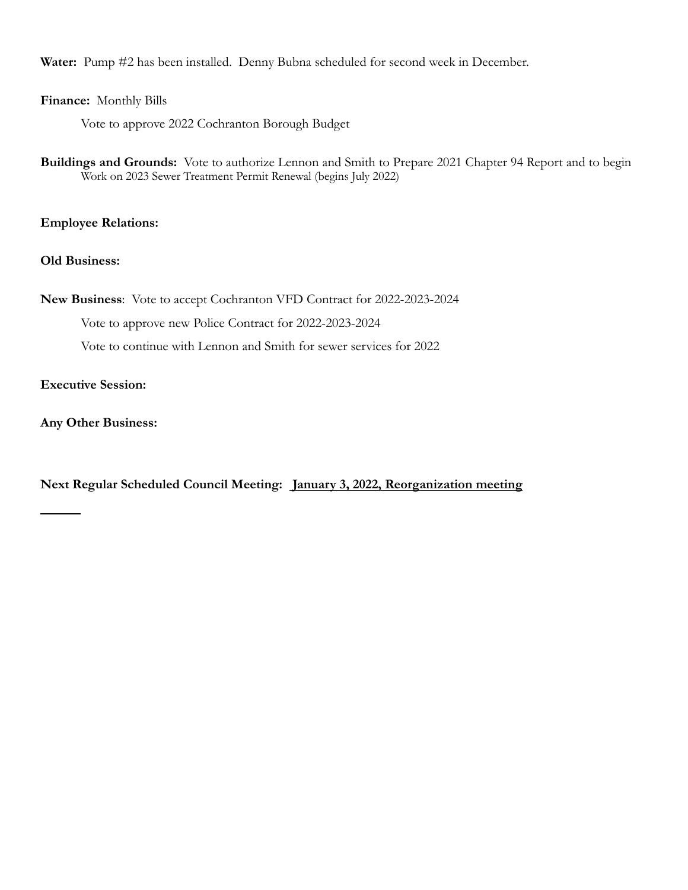**Water:** Pump #2 has been installed. Denny Bubna scheduled for second week in December.

**Finance:** Monthly Bills

Vote to approve 2022 Cochranton Borough Budget

**Buildings and Grounds:** Vote to authorize Lennon and Smith to Prepare 2021 Chapter 94 Report and to begin Work on 2023 Sewer Treatment Permit Renewal (begins July 2022)

**Employee Relations:**

**Old Business:**

**New Business**: Vote to accept Cochranton VFD Contract for 2022-2023-2024

Vote to approve new Police Contract for 2022-2023-2024

Vote to continue with Lennon and Smith for sewer services for 2022

**Executive Session:**

**Any Other Business:**

**Next Regular Scheduled Council Meeting: <u>January 3, 2022, Reorganization meeting</u>**